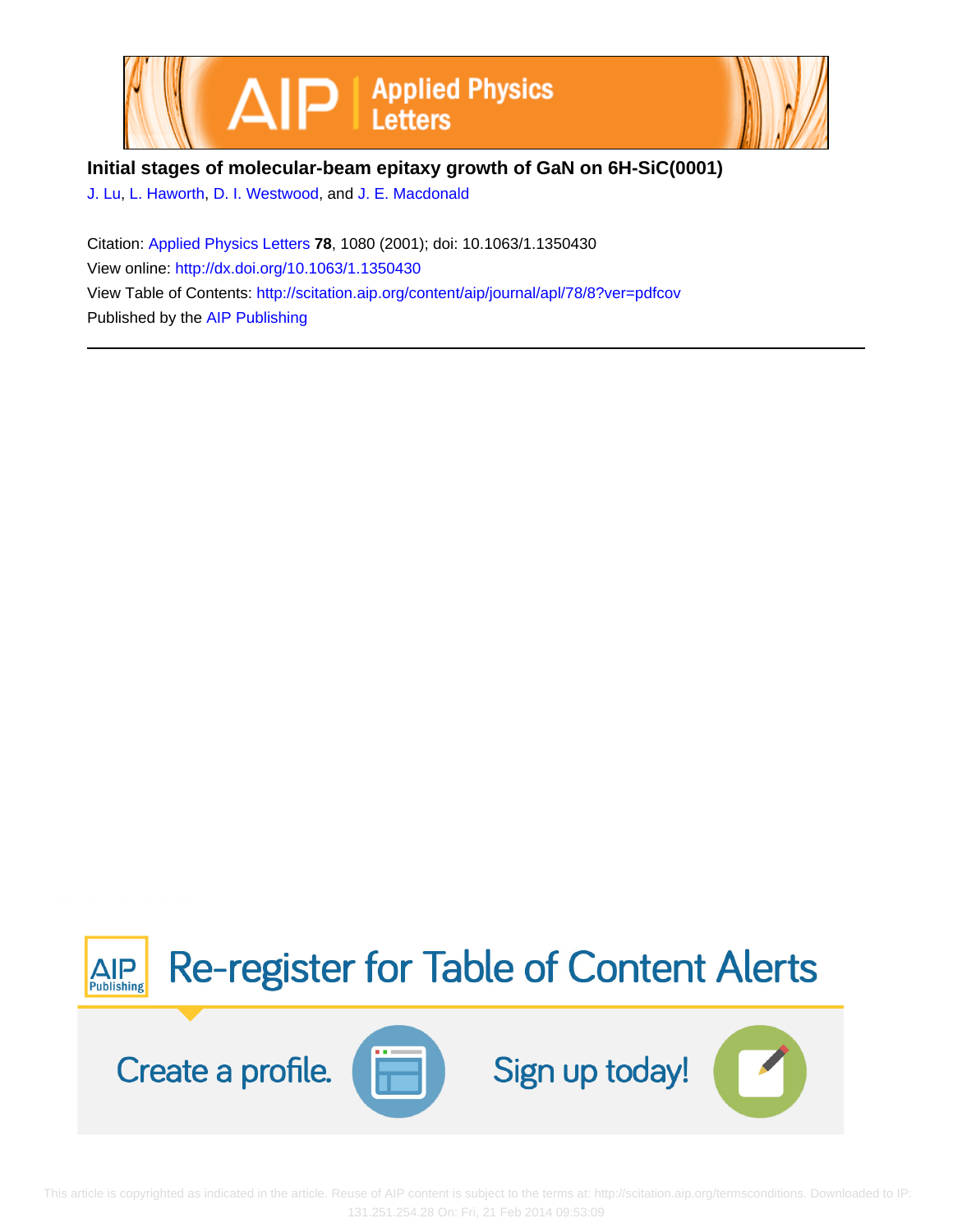# Initial stages of molecular-beam epitaxy growth of GaN on 6H-SiC(0001)

J. Lu, L. Haworth, D. I. Westwood, and J. E. Macdonald

Citation: Applied Physics Letters **78**, 1080 (2001); doi: 10.1063/1.1350430

View online: http://dx.doi.org/10.1063/1.1350430

View Table of Contents: http://scitation.aip.org/content/aip/journal/apl/78/8?ver=pdfcov

Published by the AIP Publishing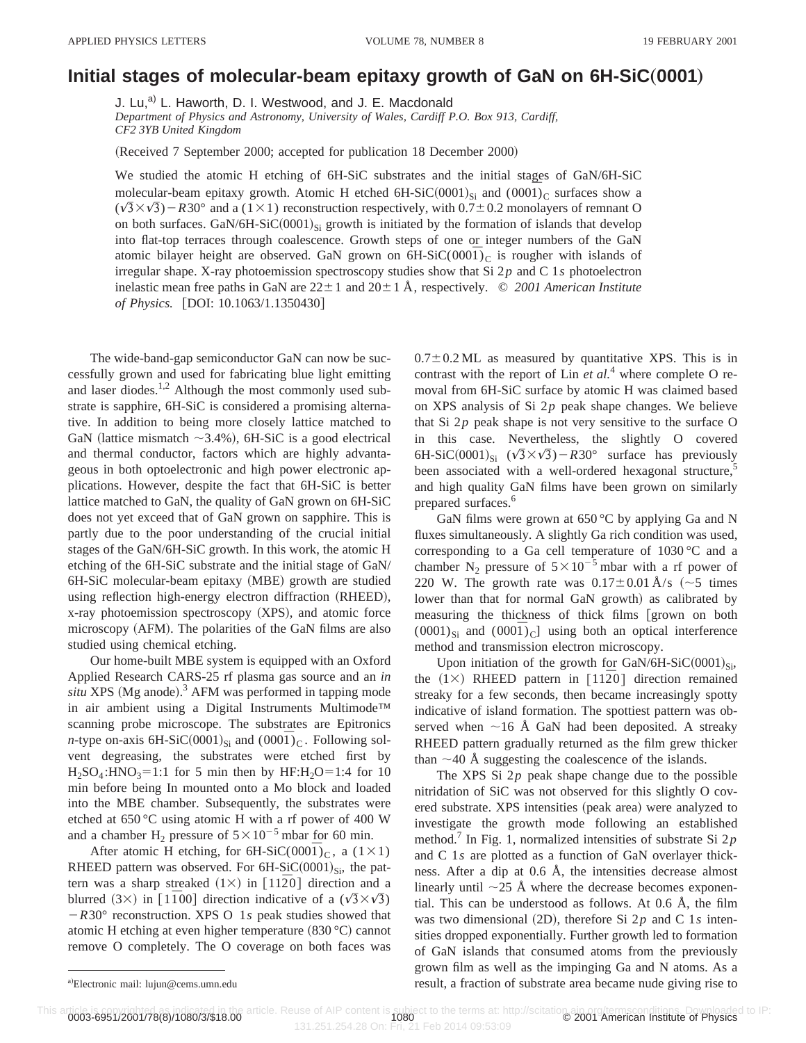# Initial stages of molecular-beam epitaxy growth of GaN on 6H-SiC(0001)

J. Lu,[a] L. Haworth, D. I. Westwood, and J. E. Macdonald

*Department of Physics and Astronomy, University of Wales, Cardiff P.O. Box 913, Cardiff, CF2 3YB United Kingdom*

(Received 7 September 2000; accepted for publication 18 December 2000)

We studied the atomic H etching of 6H-SiC substrates and the initial stages of GaN/6H-SiC molecular-beam epitaxy growth. Atomic H etched 6H-SiC$(0001)_{Si}$ and $(000\bar{1})_C$ surfaces show a $(\sqrt{3}\times\sqrt{3})-R30°$ and a $(1\times1)$ reconstruction respectively, with $0.7\pm0.2$ monolayers of remnant O on both surfaces. GaN/6H-SiC$(0001)_{Si}$ growth is initiated by the formation of islands that develop into flat-top terraces through coalescence. Growth steps of one or integer numbers of the GaN atomic bilayer height are observed. GaN grown on 6H-SiC$(000\bar{1})_C$ is rougher with islands of irregular shape. X-ray photoemission spectroscopy studies show that Si 2*p* and C 1*s* photoelectron inelastic mean free paths in GaN are $22\pm1$ and $20\pm1$ Å, respectively. © *2001 American Institute of Physics.* [DOI: 10.1063/1.1350430]

The wide-band-gap semiconductor GaN can now be successfully grown and used for fabricating blue light emitting and laser diodes.[1,2] Although the most commonly used substrate is sapphire, 6H-SiC is considered a promising alternative. In addition to being more closely lattice matched to GaN (lattice mismatch ~3.4%), 6H-SiC is a good electrical and thermal conductor, factors which are highly advantageous in both optoelectronic and high power electronic applications. However, despite the fact that 6H-SiC is better lattice matched to GaN, the quality of GaN grown on 6H-SiC does not yet exceed that of GaN grown on sapphire. This is partly due to the poor understanding of the crucial initial stages of the GaN/6H-SiC growth. In this work, the atomic H etching of the 6H-SiC substrate and the initial stage of GaN/6H-SiC molecular-beam epitaxy (MBE) growth are studied using reflection high-energy electron diffraction (RHEED), x-ray photoemission spectroscopy (XPS), and atomic force microscopy (AFM). The polarities of the GaN films are also studied using chemical etching.

Our home-built MBE system is equipped with an Oxford Applied Research CARS-25 rf plasma gas source and an *in situ* XPS (Mg anode).[3] AFM was performed in tapping mode in air ambient using a Digital Instruments Multimode™ scanning probe microscope. The substrates are Epitronics *n*-type on-axis 6H-SiC$(0001)_{Si}$ and $(000\bar{1})_C$. Following solvent degreasing, the substrates were etched first by $H_2SO_4$:$HNO_3$=1:1 for 5 min then by HF:$H_2O$=1:4 for 10 min before being In mounted onto a Mo block and loaded into the MBE chamber. Subsequently, the substrates were etched at 650 °C using atomic H with a rf power of 400 W and a chamber $H_2$ pressure of $5\times10^{-5}$ mbar for 60 min.

After atomic H etching, for 6H-SiC$(000\bar{1})_C$, a $(1\times1)$ RHEED pattern was observed. For 6H-SiC$(0001)_{Si}$, the pattern was a sharp streaked $(1\times)$ in $[11\bar{2}0]$ direction and a blurred $(3\times)$ in $[1\bar{1}00]$ direction indicative of a $(\sqrt{3}\times\sqrt{3})-R30°$ reconstruction. XPS O 1*s* peak studies showed that atomic H etching at even higher temperature (830 °C) cannot remove O completely. The O coverage on both faces was $0.7\pm0.2$ ML as measured by quantitative XPS. This is in contrast with the report of Lin *et al.*[4] where complete O removal from 6H-SiC surface by atomic H was claimed based on XPS analysis of Si 2*p* peak shape changes. We believe that Si 2*p* peak shape is not very sensitive to the surface O in this case. Nevertheless, the slightly O covered 6H-SiC$(0001)_{Si}$ $(\sqrt{3}\times\sqrt{3})-R30°$ surface has previously been associated with a well-ordered hexagonal structure,[5] and high quality GaN films have been grown on similarly prepared surfaces.[6]

GaN films were grown at 650 °C by applying Ga and N fluxes simultaneously. A slightly Ga rich condition was used, corresponding to a Ga cell temperature of 1030 °C and a chamber $N_2$ pressure of $5\times10^{-5}$ mbar with a rf power of 220 W. The growth rate was $0.17\pm0.01$ Å/s (~5 times lower than that for normal GaN growth) as calibrated by measuring the thickness of thick films [grown on both $(0001)_{Si}$ and $(000\bar{1})_C$] using both an optical interference method and transmission electron microscopy.

Upon initiation of the growth for GaN/6H-SiC$(0001)_{Si}$, the $(1\times)$ RHEED pattern in $[11\bar{2}0]$ direction remained streaky for a few seconds, then became increasingly spotty indicative of island formation. The spottiest pattern was observed when ~16 Å GaN had been deposited. A streaky RHEED pattern gradually returned as the film grew thicker than ~40 Å suggesting the coalescence of the islands.

The XPS Si 2*p* peak shape change due to the possible nitridation of SiC was not observed for this slightly O covered substrate. XPS intensities (peak area) were analyzed to investigate the growth mode following an established method.[7] In Fig. 1, normalized intensities of substrate Si 2*p* and C 1*s* are plotted as a function of GaN overlayer thickness. After a dip at 0.6 Å, the intensities decrease almost linearly until ~25 Å where the decrease becomes exponential. This can be understood as follows. At 0.6 Å, the film was two dimensional (2D), therefore Si 2*p* and C 1*s* intensities dropped exponentially. Further growth led to formation of GaN islands that consumed atoms from the previously grown film as well as the impinging Ga and N atoms. As a result, a fraction of substrate area became nude giving rise to

[a]Electronic mail: lujun@cems.umn.edu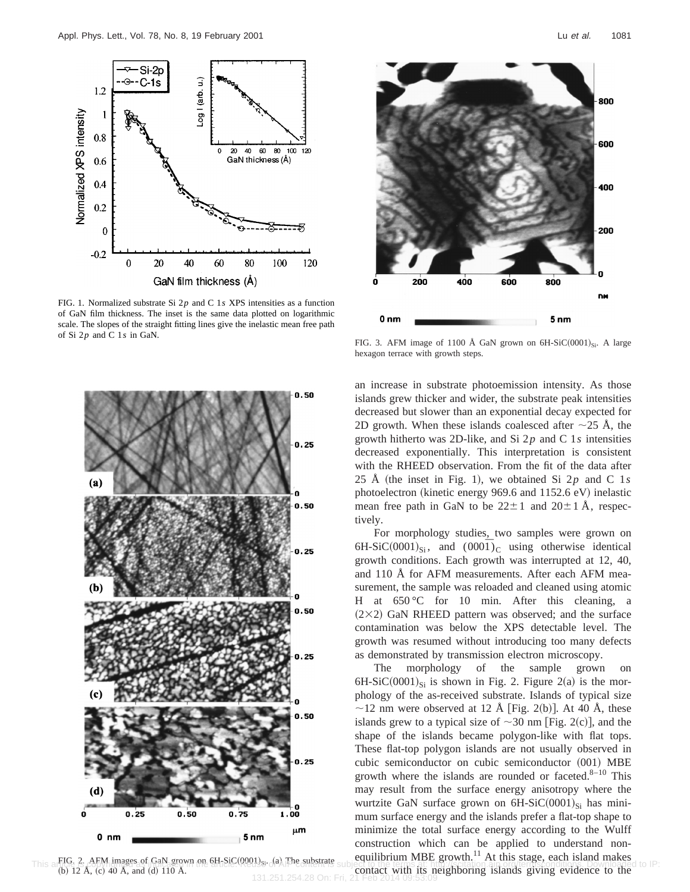FIG. 1. Normalized substrate Si $2p$ and C $1s$ XPS intensities as a function of GaN film thickness. The inset is the same data plotted on logarithmic scale. The slopes of the straight fitting lines give the inelastic mean free path of Si $2p$ and C $1s$ in GaN.

FIG. 2. AFM images of GaN grown on 6H-SiC$(0001)_{Si}$. (a) The substrate (b) 12 Å, (c) 40 Å, and (d) 110 Å.

FIG. 3. AFM image of 1100 Å GaN grown on 6H-SiC$(0001)_{Si}$. A large hexagon terrace with growth steps.

an increase in substrate photoemission intensity. As those islands grew thicker and wider, the substrate peak intensities decreased but slower than an exponential decay expected for 2D growth. When these islands coalesced after ~25 Å, the growth hitherto was 2D-like, and Si $2p$ and C $1s$ intensities decreased exponentially. This interpretation is consistent with the RHEED observation. From the fit of the data after 25 Å (the inset in Fig. 1), we obtained Si $2p$ and C $1s$ photoelectron (kinetic energy 969.6 and 1152.6 eV) inelastic mean free path in GaN to be $22\pm1$ and $20\pm1$ Å, respectively.

For morphology studies, two samples were grown on 6H-SiC$(0001)_{Si}$, and $(000\bar{1})_C$ using otherwise identical growth conditions. Each growth was interrupted at 12, 40, and 110 Å for AFM measurements. After each AFM measurement, the sample was reloaded and cleaned using atomic H at 650 °C for 10 min. After this cleaning, a $(2\times2)$ GaN RHEED pattern was observed; and the surface contamination was below the XPS detectable level. The growth was resumed without introducing too many defects as demonstrated by transmission electron microscopy.

The morphology of the sample grown on 6H-SiC$(0001)_{Si}$ is shown in Fig. 2. Figure 2(a) is the morphology of the as-received substrate. Islands of typical size ~12 nm were observed at 12 Å [Fig. 2(b)]. At 40 Å, these islands grew to a typical size of ~30 nm [Fig. 2(c)], and the shape of the islands became polygon-like with flat tops. These flat-top polygon islands are not usually observed in cubic semiconductor on cubic semiconductor (001) MBE growth where the islands are rounded or faceted.[8–10] This may result from the surface energy anisotropy where the wurtzite GaN surface grown on 6H-SiC$(0001)_{Si}$ has minimum surface energy and the islands prefer a flat-top shape to minimize the total surface energy according to the Wulff construction which can be applied to understand non-equilibrium MBE growth.[11] At this stage, each island makes contact with its neighboring islands giving evidence to the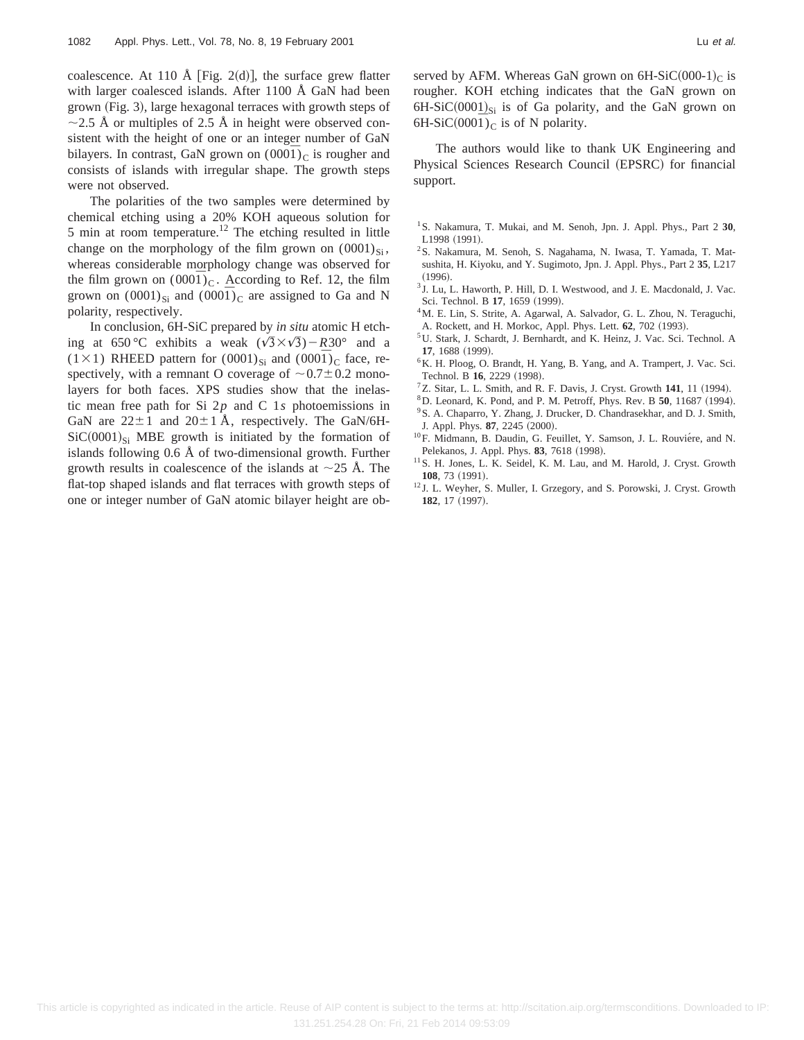coalescence. At 110 Å [Fig. 2(d)], the surface grew flatter with larger coalesced islands. After 1100 Å GaN had been grown (Fig. 3), large hexagonal terraces with growth steps of ~2.5 Å or multiples of 2.5 Å in height were observed consistent with the height of one or an integer number of GaN bilayers. In contrast, GaN grown on $(000\overline{1})_C$ is rougher and consists of islands with irregular shape. The growth steps were not observed.

The polarities of the two samples were determined by chemical etching using a 20% KOH aqueous solution for 5 min at room temperature.[12] The etching resulted in little change on the morphology of the film grown on $(0001)_{Si}$, whereas considerable morphology change was observed for the film grown on $(000\overline{1})_C$. According to Ref. 12, the film grown on $(0001)_{Si}$ and $(000\overline{1})_C$ are assigned to Ga and N polarity, respectively.

In conclusion, 6H-SiC prepared by *in situ* atomic H etching at 650 °C exhibits a weak $(\sqrt{3}\times\sqrt{3})-R30°$ and a $(1\times1)$ RHEED pattern for $(0001)_{Si}$ and $(000\overline{1})_C$ face, respectively, with a remnant O coverage of $\sim0.7\pm0.2$ monolayers for both faces. XPS studies show that the inelastic mean free path for Si 2$p$ and C 1$s$ photoemissions in GaN are $22\pm1$ and $20\pm1$ Å, respectively. The GaN/6H-SiC$(0001)_{Si}$ MBE growth is initiated by the formation of islands following 0.6 Å of two-dimensional growth. Further growth results in coalescence of the islands at ~25 Å. The flat-top shaped islands and flat terraces with growth steps of one or integer number of GaN atomic bilayer height are observed by AFM. Whereas GaN grown on 6H-SiC$(000\text{-}1)_C$ is rougher. KOH etching indicates that the GaN grown on 6H-SiC$(0001)_{Si}$ is of Ga polarity, and the GaN grown on 6H-SiC$(000\overline{1})_C$ is of N polarity.

The authors would like to thank UK Engineering and Physical Sciences Research Council (EPSRC) for financial support.

[1] S. Nakamura, T. Mukai, and M. Senoh, Jpn. J. Appl. Phys., Part 2 **30**, L1998 (1991).
[2] S. Nakamura, M. Senoh, S. Nagahama, N. Iwasa, T. Yamada, T. Matsushita, H. Kiyoku, and Y. Sugimoto, Jpn. J. Appl. Phys., Part 2 **35**, L217 (1996).
[3] J. Lu, L. Haworth, P. Hill, D. I. Westwood, and J. E. Macdonald, J. Vac. Sci. Technol. B **17**, 1659 (1999).
[4] M. E. Lin, S. Strite, A. Agarwal, A. Salvador, G. L. Zhou, N. Teraguchi, A. Rockett, and H. Morkoc, Appl. Phys. Lett. **62**, 702 (1993).
[5] U. Stark, J. Schardt, J. Bernhardt, and K. Heinz, J. Vac. Sci. Technol. A **17**, 1688 (1999).
[6] K. H. Ploog, O. Brandt, H. Yang, B. Yang, and A. Trampert, J. Vac. Sci. Technol. B **16**, 2229 (1998).
[7] Z. Sitar, L. L. Smith, and R. F. Davis, J. Cryst. Growth **141**, 11 (1994).
[8] D. Leonard, K. Pond, and P. M. Petroff, Phys. Rev. B **50**, 11687 (1994).
[9] S. A. Chaparro, Y. Zhang, J. Drucker, D. Chandrasekhar, and D. J. Smith, J. Appl. Phys. **87**, 2245 (2000).
[10] F. Midmann, B. Daudin, G. Feuillet, Y. Samson, J. L. Rouviére, and N. Pelekanos, J. Appl. Phys. **83**, 7618 (1998).
[11] S. H. Jones, L. K. Seidel, K. M. Lau, and M. Harold, J. Cryst. Growth **108**, 73 (1991).
[12] J. L. Weyher, S. Muller, I. Grzegory, and S. Porowski, J. Cryst. Growth **182**, 17 (1997).